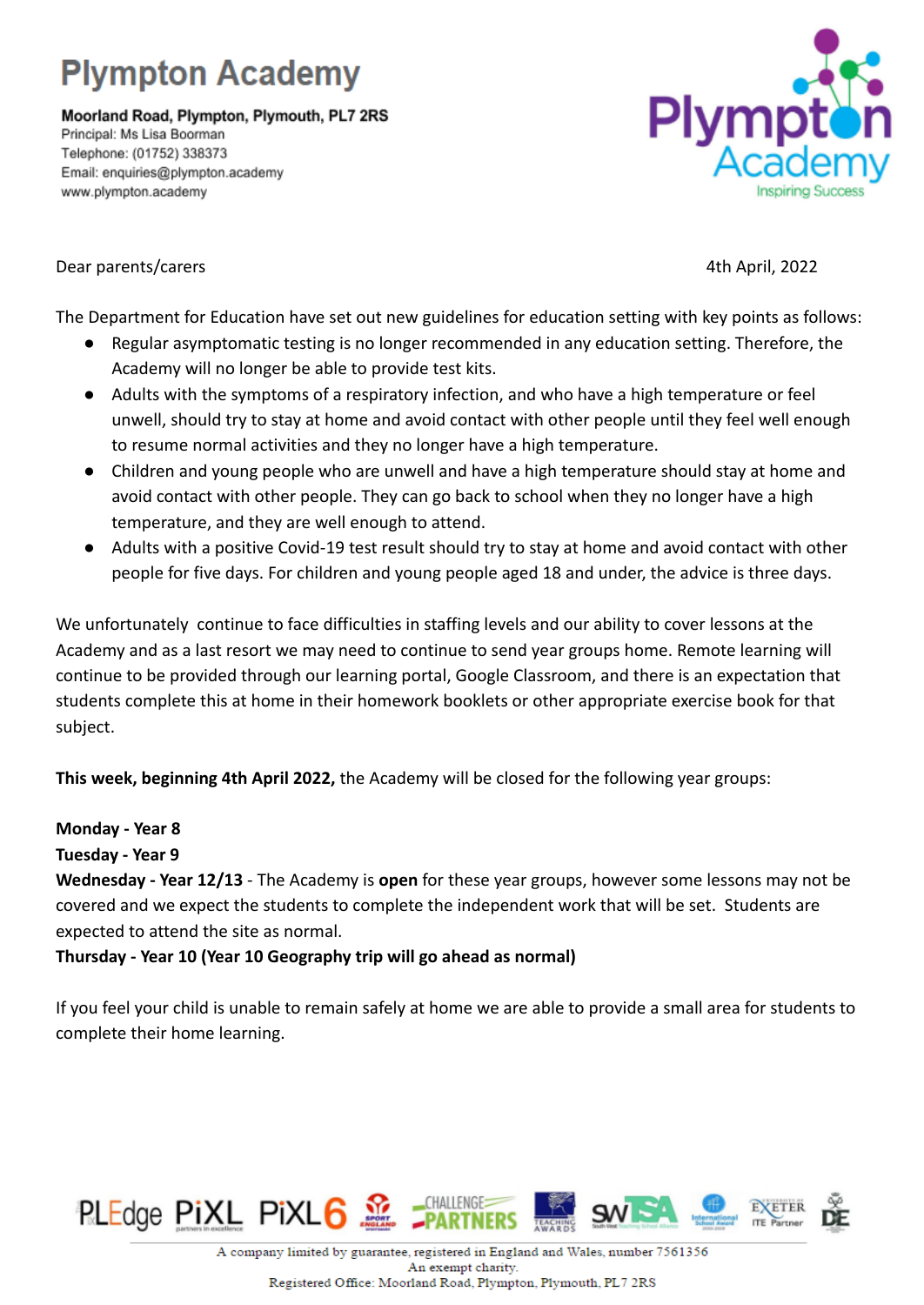# Plympton Academy

**Moorland Road, Plympton, Plymouth, PL7 2RS**
Principal: Ms Lisa Boorman
Telephone: (01752) 338373
Email: enquiries@plympton.academy
www.plympton.academy

Plympton Academy
Inspiring Success

Dear parents/carers

4th April, 2022

The Department for Education have set out new guidelines for education setting with key points as follows:

- Regular asymptomatic testing is no longer recommended in any education setting. Therefore, the Academy will no longer be able to provide test kits.
- Adults with the symptoms of a respiratory infection, and who have a high temperature or feel unwell, should try to stay at home and avoid contact with other people until they feel well enough to resume normal activities and they no longer have a high temperature.
- Children and young people who are unwell and have a high temperature should stay at home and avoid contact with other people. They can go back to school when they no longer have a high temperature, and they are well enough to attend.
- Adults with a positive Covid-19 test result should try to stay at home and avoid contact with other people for five days. For children and young people aged 18 and under, the advice is three days.

We unfortunately continue to face difficulties in staffing levels and our ability to cover lessons at the Academy and as a last resort we may need to continue to send year groups home. Remote learning will continue to be provided through our learning portal, Google Classroom, and there is an expectation that students complete this at home in their homework booklets or other appropriate exercise book for that subject.

**This week, beginning 4th April 2022,** the Academy will be closed for the following year groups:

**Monday - Year 8**
**Tuesday - Year 9**
**Wednesday - Year 12/13** - The Academy is **open** for these year groups, however some lessons may not be covered and we expect the students to complete the independent work that will be set. Students are expected to attend the site as normal.
**Thursday - Year 10 (Year 10 Geography trip will go ahead as normal)**

If you feel your child is unable to remain safely at home we are able to provide a small area for students to complete their home learning.

A company limited by guarantee, registered in England and Wales, number 7561356
An exempt charity.
Registered Office: Moorland Road, Plympton, Plymouth, PL7 2RS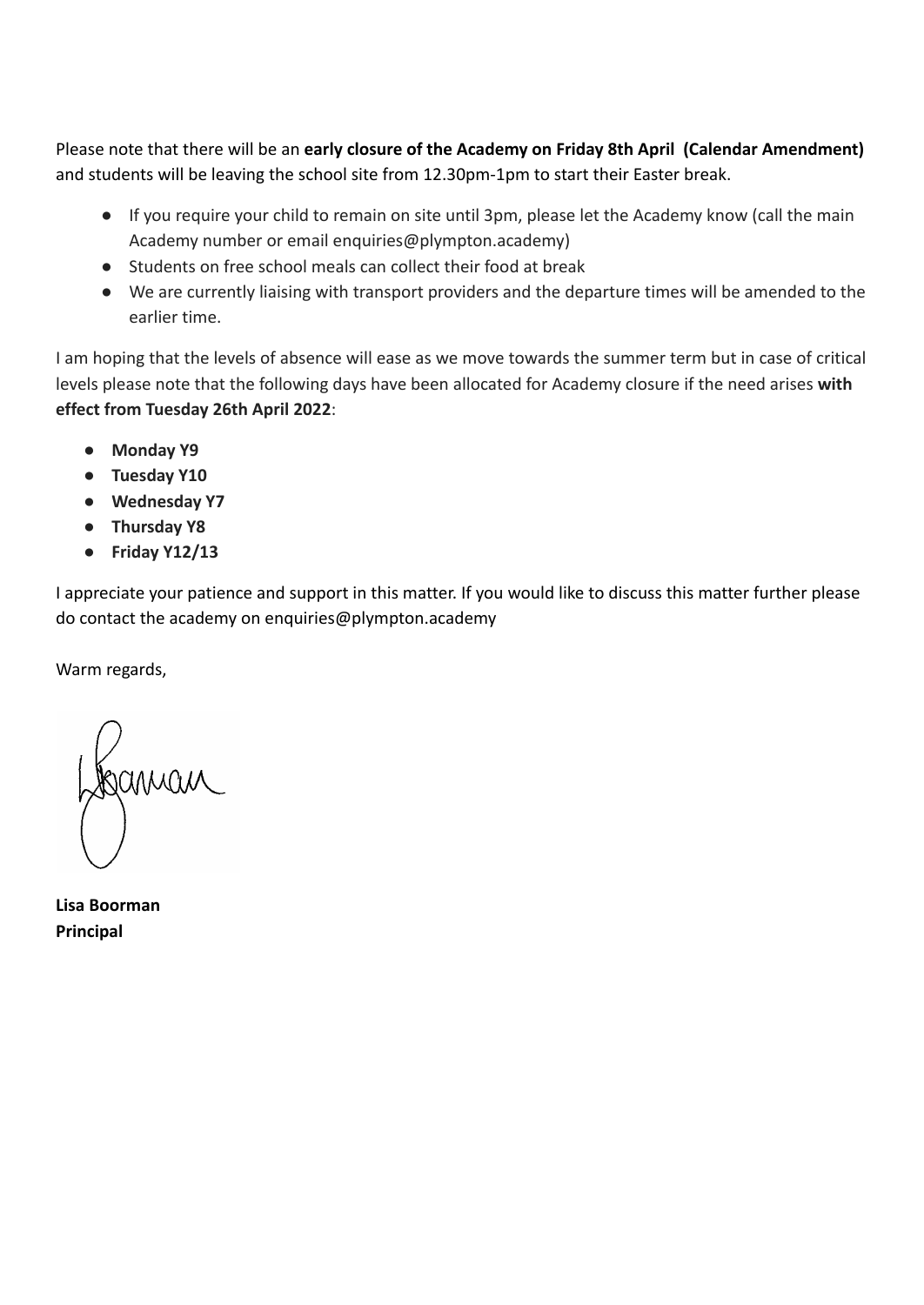Please note that there will be an **early closure of the Academy on Friday 8th April (Calendar Amendment)** and students will be leaving the school site from 12.30pm-1pm to start their Easter break.

- If you require your child to remain on site until 3pm, please let the Academy know (call the main Academy number or email enquiries@plympton.academy)
- Students on free school meals can collect their food at break
- We are currently liaising with transport providers and the departure times will be amended to the earlier time.

I am hoping that the levels of absence will ease as we move towards the summer term but in case of critical levels please note that the following days have been allocated for Academy closure if the need arises **with effect from Tuesday 26th April 2022**:

- **Monday Y9**
- **Tuesday Y10**
- **Wednesday Y7**
- **Thursday Y8**
- **Friday Y12/13**

I appreciate your patience and support in this matter. If you would like to discuss this matter further please do contact the academy on enquiries@plympton.academy

Warm regards,

**Lisa Boorman**
**Principal**